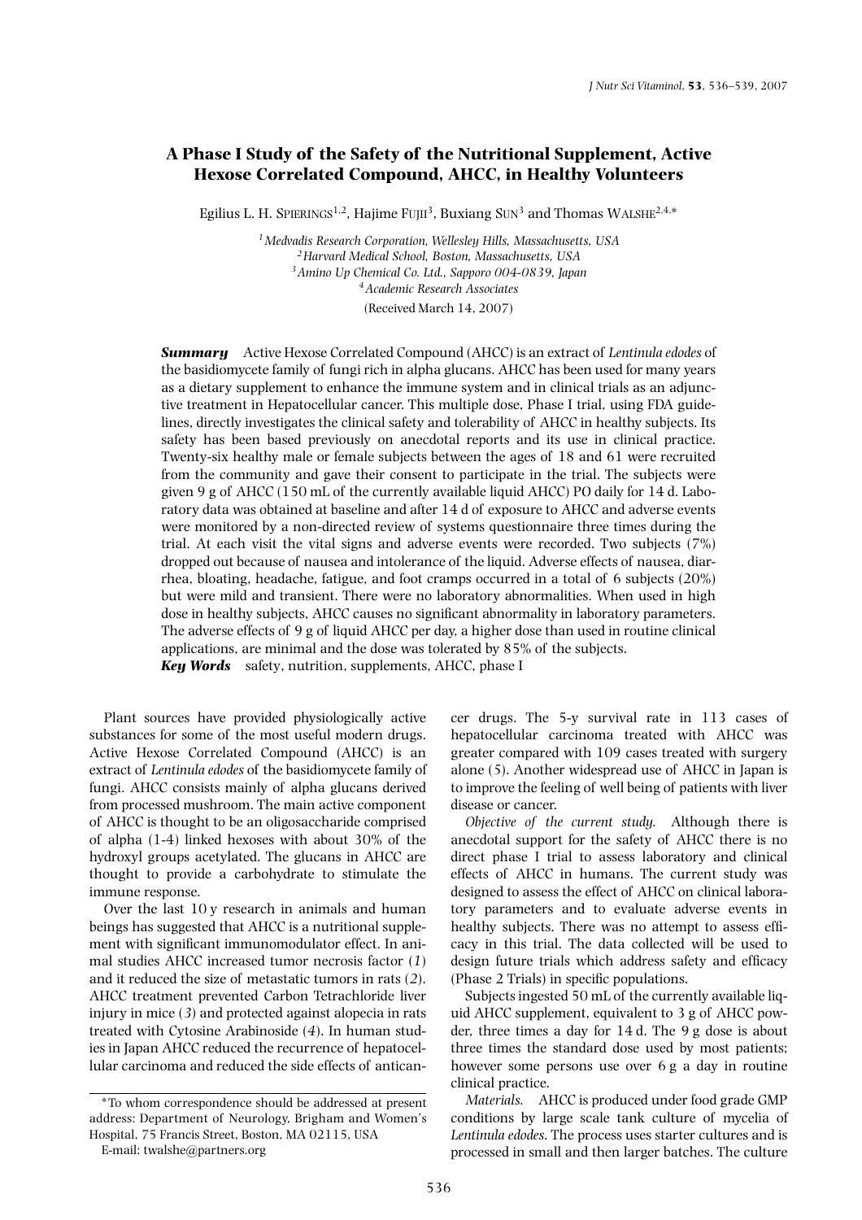# A Phase I Study of the Safety of the Nutritional Supplement, Active Hexose Correlated Compound, AHCC, in Healthy Volunteers

Egilius L. H. SPIERINGS[1,2], Hajime FUJII[3], Buxiang SUN[3] and Thomas WALSHE[2,4,*]

[1] *Medvadis Research Corporation, Wellesley Hills, Massachusetts, USA*
[2] *Harvard Medical School, Boston, Massachusetts, USA*
[3] *Amino Up Chemical Co. Ltd., Sapporo 004-0839, Japan*
[4] *Academic Research Associates*

(Received March 14, 2007)

***Summary*** Active Hexose Correlated Compound (AHCC) is an extract of *Lentinula edodes* of the basidiomycete family of fungi rich in alpha glucans. AHCC has been used for many years as a dietary supplement to enhance the immune system and in clinical trials as an adjunctive treatment in Hepatocellular cancer. This multiple dose, Phase I trial, using FDA guidelines, directly investigates the clinical safety and tolerability of AHCC in healthy subjects. Its safety has been based previously on anecdotal reports and its use in clinical practice. Twenty-six healthy male or female subjects between the ages of 18 and 61 were recruited from the community and gave their consent to participate in the trial. The subjects were given 9 g of AHCC (150 mL of the currently available liquid AHCC) PO daily for 14 d. Laboratory data was obtained at baseline and after 14 d of exposure to AHCC and adverse events were monitored by a non-directed review of systems questionnaire three times during the trial. At each visit the vital signs and adverse events were recorded. Two subjects (7%) dropped out because of nausea and intolerance of the liquid. Adverse effects of nausea, diarrhea, bloating, headache, fatigue, and foot cramps occurred in a total of 6 subjects (20%) but were mild and transient. There were no laboratory abnormalities. When used in high dose in healthy subjects, AHCC causes no significant abnormality in laboratory parameters. The adverse effects of 9 g of liquid AHCC per day, a higher dose than used in routine clinical applications, are minimal and the dose was tolerated by 85% of the subjects.

***Key Words*** safety, nutrition, supplements, AHCC, phase I

Plant sources have provided physiologically active substances for some of the most useful modern drugs. Active Hexose Correlated Compound (AHCC) is an extract of *Lentinula edodes* of the basidiomycete family of fungi. AHCC consists mainly of alpha glucans derived from processed mushroom. The main active component of AHCC is thought to be an oligosaccharide comprised of alpha (1-4) linked hexoses with about 30% of the hydroxyl groups acetylated. The glucans in AHCC are thought to provide a carbohydrate to stimulate the immune response.

Over the last 10 y research in animals and human beings has suggested that AHCC is a nutritional supplement with significant immunomodulator effect. In animal studies AHCC increased tumor necrosis factor (*1*) and it reduced the size of metastatic tumors in rats (*2*). AHCC treatment prevented Carbon Tetrachloride liver injury in mice (*3*) and protected against alopecia in rats treated with Cytosine Arabinoside (*4*). In human studies in Japan AHCC reduced the recurrence of hepatocellular carcinoma and reduced the side effects of anticancer drugs. The 5-y survival rate in 113 cases of hepatocellular carcinoma treated with AHCC was greater compared with 109 cases treated with surgery alone (5). Another widespread use of AHCC in Japan is to improve the feeling of well being of patients with liver disease or cancer.

*Objective of the current study.* Although there is anecdotal support for the safety of AHCC there is no direct phase I trial to assess laboratory and clinical effects of AHCC in humans. The current study was designed to assess the effect of AHCC on clinical laboratory parameters and to evaluate adverse events in healthy subjects. There was no attempt to assess efficacy in this trial. The data collected will be used to design future trials which address safety and efficacy (Phase 2 Trials) in specific populations.

Subjects ingested 50 mL of the currently available liquid AHCC supplement, equivalent to 3 g of AHCC powder, three times a day for 14 d. The 9 g dose is about three times the standard dose used by most patients; however some persons use over 6 g a day in routine clinical practice.

*Materials.* AHCC is produced under food grade GMP conditions by large scale tank culture of mycelia of *Lentinula edodes*. The process uses starter cultures and is processed in small and then larger batches. The culture

*To whom correspondence should be addressed at present address: Department of Neurology, Brigham and Women's Hospital, 75 Francis Street, Boston, MA 02115, USA
E-mail: twalshe@partners.org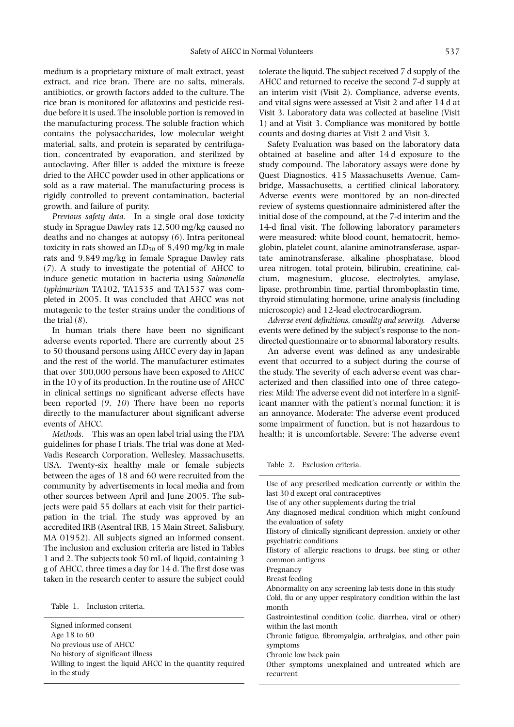medium is a proprietary mixture of malt extract, yeast extract, and rice bran. There are no salts, minerals, antibiotics, or growth factors added to the culture. The rice bran is monitored for aflatoxins and pesticide residue before it is used. The insoluble portion is removed in the manufacturing process. The soluble fraction which contains the polysaccharides, low molecular weight material, salts, and protein is separated by centrifugation, concentrated by evaporation, and sterilized by autoclaving. After filler is added the mixture is freeze dried to the AHCC powder used in other applications or sold as a raw material. The manufacturing process is rigidly controlled to prevent contamination, bacterial growth, and failure of purity.

*Previous safety data.* In a single oral dose toxicity study in Sprague Dawley rats 12,500 mg/kg caused no deaths and no changes at autopsy (*6*). Intra peritoneal toxicity in rats showed an $LD_{50}$ of 8,490 mg/kg in male rats and 9,849 mg/kg in female Sprague Dawley rats (*7*). A study to investigate the potential of AHCC to induce genetic mutation in bacteria using *Salmonella typhimurium* TA102, TA1535 and TA1537 was completed in 2005. It was concluded that AHCC was not mutagenic to the tester strains under the conditions of the trial (*8*).

In human trials there have been no significant adverse events reported. There are currently about 25 to 50 thousand persons using AHCC every day in Japan and the rest of the world. The manufacturer estimates that over 300,000 persons have been exposed to AHCC in the 10 y of its production. In the routine use of AHCC in clinical settings no significant adverse effects have been reported (*9*, *10*) There have been no reports directly to the manufacturer about significant adverse events of AHCC.

*Methods*. This was an open label trial using the FDA guidelines for phase I trials. The trial was done at Med-Vadis Research Corporation, Wellesley, Massachusetts, USA. Twenty-six healthy male or female subjects between the ages of 18 and 60 were recruited from the community by advertisements in local media and from other sources between April and June 2005. The subjects were paid 55 dollars at each visit for their participation in the trial. The study was approved by an accredited IRB (Asentral IRB, 15 Main Street, Salisbury, MA 01952). All subjects signed an informed consent. The inclusion and exclusion criteria are listed in Tables 1 and 2. The subjects took 50 mL of liquid, containing 3 g of AHCC, three times a day for 14 d. The first dose was taken in the research center to assure the subject could tolerate the liquid. The subject received 7 d supply of the AHCC and returned to receive the second 7-d supply at an interim visit (Visit 2). Compliance, adverse events, and vital signs were assessed at Visit 2 and after 14 d at Visit 3. Laboratory data was collected at baseline (Visit 1) and at Visit 3. Compliance was monitored by bottle counts and dosing diaries at Visit 2 and Visit 3.

Table 1. Inclusion criteria.

| Inclusion criteria |
|---|
| Signed informed consent |
| Age 18 to 60 |
| No previous use of AHCC |
| No history of significant illness |
| Willing to ingest the liquid AHCC in the quantity required in the study |

Safety Evaluation was based on the laboratory data obtained at baseline and after 14 d exposure to the study compound. The laboratory assays were done by Quest Diagnostics, 415 Massachusetts Avenue, Cambridge, Massachusetts, a certified clinical laboratory. Adverse events were monitored by an non-directed review of systems questionnaire administered after the initial dose of the compound, at the 7-d interim and the 14-d final visit. The following laboratory parameters were measured: white blood count, hematocrit, hemoglobin, platelet count, alanine aminotransferase, aspartate aminotransferase, alkaline phosphatase, blood urea nitrogen, total protein, bilirubin, creatinine, calcium, magnesium, glucose, electrolytes, amylase, lipase, prothrombin time, partial thromboplastin time, thyroid stimulating hormone, urine analysis (including microscopic) and 12-lead electrocardiogram.

*Adverse event definitions, causality and severity.* Adverse events were defined by the subject's response to the non-directed questionnaire or to abnormal laboratory results.

An adverse event was defined as any undesirable event that occurred to a subject during the course of the study. The severity of each adverse event was characterized and then classified into one of three categories: Mild: The adverse event did not interfere in a significant manner with the patient's normal function; it is an annoyance. Moderate: The adverse event produced some impairment of function, but is not hazardous to health; it is uncomfortable. Severe: The adverse event

Table 2. Exclusion criteria.

| Exclusion criteria |
|---|
| Use of any prescribed medication currently or within the last 30 d except oral contraceptives |
| Use of any other supplements during the trial |
| Any diagnosed medical condition which might confound the evaluation of safety |
| History of clinically significant depression, anxiety or other psychiatric conditions |
| History of allergic reactions to drugs, bee sting or other common antigens |
| Pregnancy |
| Breast feeding |
| Abnormality on any screening lab tests done in this study |
| Cold, flu or any upper respiratory condition within the last month |
| Gastrointestinal condition (colic, diarrhea, viral or other) within the last month |
| Chronic fatigue, fibromyalgia, arthralgias, and other pain symptoms |
| Chronic low back pain |
| Other symptoms unexplained and untreated which are recurrent |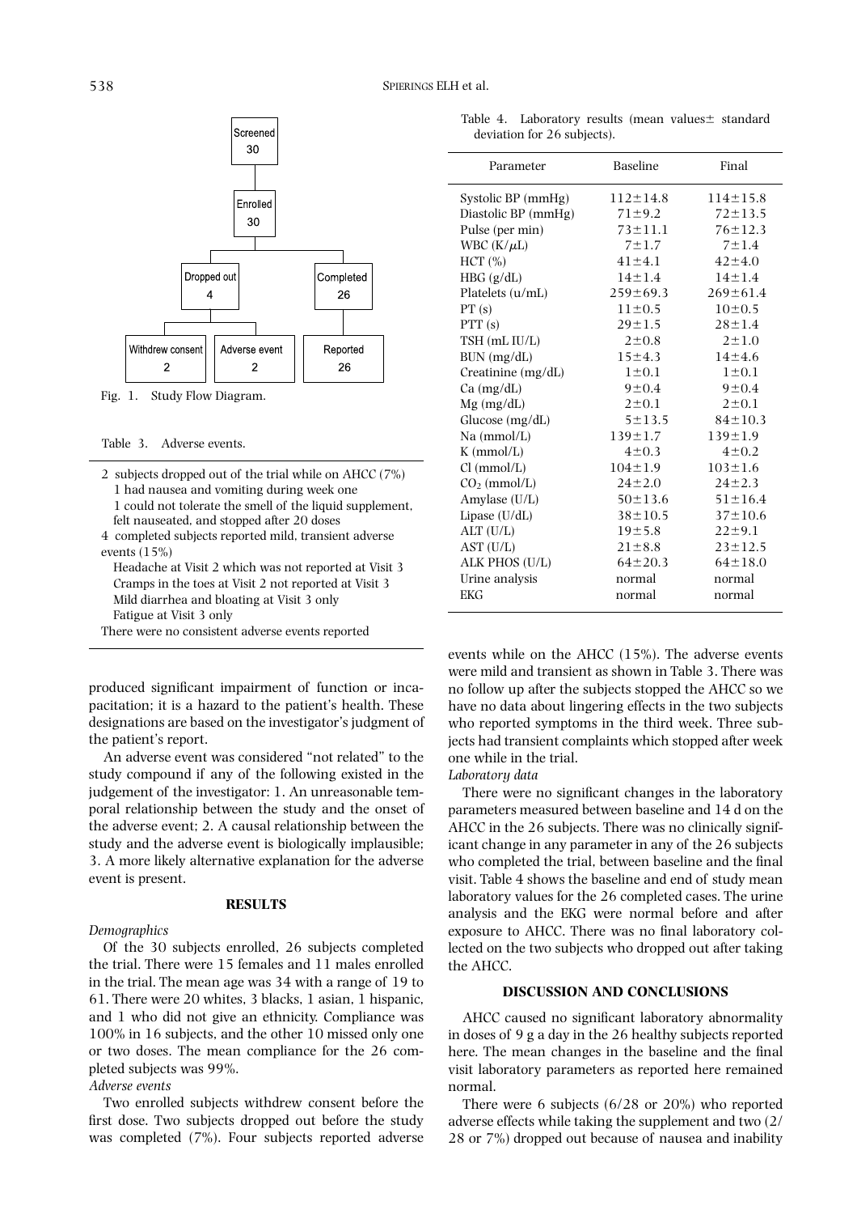Screened 30 → Enrolled 30 → Dropped out 4 (Withdrew consent 2; Adverse event 2); Completed 26 → Reported 26

Fig. 1. Study Flow Diagram.

Table 3. Adverse events.

2 subjects dropped out of the trial while on AHCC (7%)
- 1 had nausea and vomiting during week one
- 1 could not tolerate the smell of the liquid supplement, felt nauseated, and stopped after 20 doses

4 completed subjects reported mild, transient adverse events (15%)
- Headache at Visit 2 which was not reported at Visit 3
- Cramps in the toes at Visit 2 not reported at Visit 3
- Mild diarrhea and bloating at Visit 3 only
- Fatigue at Visit 3 only

There were no consistent adverse events reported

produced significant impairment of function or incapacitation; it is a hazard to the patient's health. These designations are based on the investigator's judgment of the patient's report.

An adverse event was considered "not related" to the study compound if any of the following existed in the judgement of the investigator: 1. An unreasonable temporal relationship between the study and the onset of the adverse event; 2. A causal relationship between the study and the adverse event is biologically implausible; 3. A more likely alternative explanation for the adverse event is present.

## RESULTS

*Demographics*

Of the 30 subjects enrolled, 26 subjects completed the trial. There were 15 females and 11 males enrolled in the trial. The mean age was 34 with a range of 19 to 61. There were 20 whites, 3 blacks, 1 asian, 1 hispanic, and 1 who did not give an ethnicity. Compliance was 100% in 16 subjects, and the other 10 missed only one or two doses. The mean compliance for the 26 completed subjects was 99%.

*Adverse events*

Two enrolled subjects withdrew consent before the first dose. Two subjects dropped out before the study was completed (7%). Four subjects reported adverse events while on the AHCC (15%). The adverse events were mild and transient as shown in Table 3. There was no follow up after the subjects stopped the AHCC so we have no data about lingering effects in the two subjects who reported symptoms in the third week. Three subjects had transient complaints which stopped after week one while in the trial.

Table 4. Laboratory results (mean values± standard deviation for 26 subjects).

| Parameter | Baseline | Final |
|---|---|---|
| Systolic BP (mmHg) | 112±14.8 | 114±15.8 |
| Diastolic BP (mmHg) | 71±9.2 | 72±13.5 |
| Pulse (per min) | 73±11.1 | 76±12.3 |
| WBC (K/$\mu$L) | 7±1.7 | 7±1.4 |
| HCT (%) | 41±4.1 | 42±4.0 |
| HBG (g/dL) | 14±1.4 | 14±1.4 |
| Platelets (u/mL) | 259±69.3 | 269±61.4 |
| PT (s) | 11±0.5 | 10±0.5 |
| PTT (s) | 29±1.5 | 28±1.4 |
| TSH (mL IU/L) | 2±0.8 | 2±1.0 |
| BUN (mg/dL) | 15±4.3 | 14±4.6 |
| Creatinine (mg/dL) | 1±0.1 | 1±0.1 |
| Ca (mg/dL) | 9±0.4 | 9±0.4 |
| Mg (mg/dL) | 2±0.1 | 2±0.1 |
| Glucose (mg/dL) | 5±13.5 | 84±10.3 |
| Na (mmol/L) | 139±1.7 | 139±1.9 |
| K (mmol/L) | 4±0.3 | 4±0.2 |
| Cl (mmol/L) | 104±1.9 | 103±1.6 |
| $CO_2$ (mmol/L) | 24±2.0 | 24±2.3 |
| Amylase (U/L) | 50±13.6 | 51±16.4 |
| Lipase (U/dL) | 38±10.5 | 37±10.6 |
| ALT (U/L) | 19±5.8 | 22±9.1 |
| AST (U/L) | 21±8.8 | 23±12.5 |
| ALK PHOS (U/L) | 64±20.3 | 64±18.0 |
| Urine analysis | normal | normal |
| EKG | normal | normal |

*Laboratory data*

There were no significant changes in the laboratory parameters measured between baseline and 14 d on the AHCC in the 26 subjects. There was no clinically significant change in any parameter in any of the 26 subjects who completed the trial, between baseline and the final visit. Table 4 shows the baseline and end of study mean laboratory values for the 26 completed cases. The urine analysis and the EKG were normal before and after exposure to AHCC. There was no final laboratory collected on the two subjects who dropped out after taking the AHCC.

## DISCUSSION AND CONCLUSIONS

AHCC caused no significant laboratory abnormality in doses of 9 g a day in the 26 healthy subjects reported here. The mean changes in the baseline and the final visit laboratory parameters as reported here remained normal.

There were 6 subjects (6/28 or 20%) who reported adverse effects while taking the supplement and two (2/28 or 7%) dropped out because of nausea and inability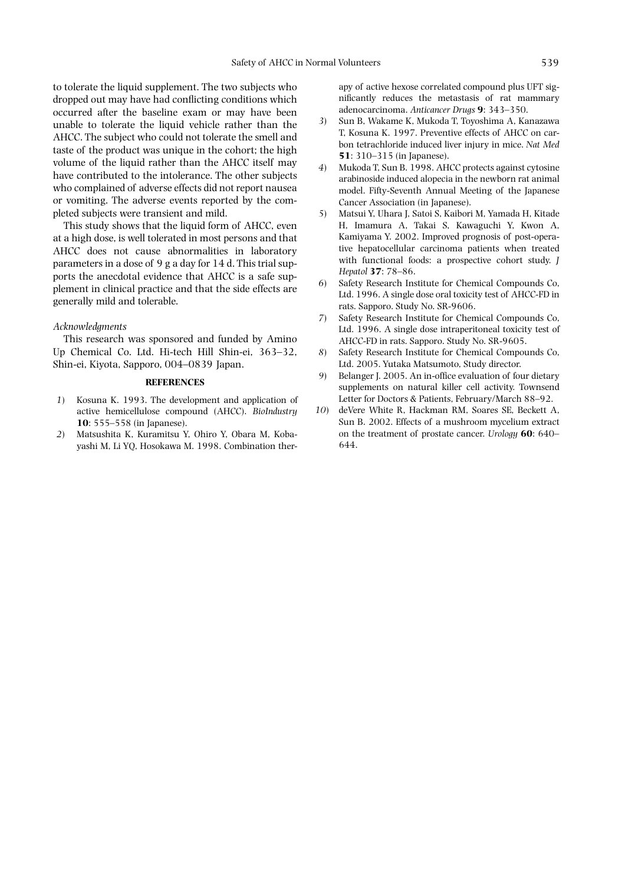to tolerate the liquid supplement. The two subjects who dropped out may have had conflicting conditions which occurred after the baseline exam or may have been unable to tolerate the liquid vehicle rather than the AHCC. The subject who could not tolerate the smell and taste of the product was unique in the cohort; the high volume of the liquid rather than the AHCC itself may have contributed to the intolerance. The other subjects who complained of adverse effects did not report nausea or vomiting. The adverse events reported by the completed subjects were transient and mild.

This study shows that the liquid form of AHCC, even at a high dose, is well tolerated in most persons and that AHCC does not cause abnormalities in laboratory parameters in a dose of 9 g a day for 14 d. This trial supports the anecdotal evidence that AHCC is a safe supplement in clinical practice and that the side effects are generally mild and tolerable.

*Acknowledgments*

This research was sponsored and funded by Amino Up Chemical Co. Ltd. Hi-tech Hill Shin-ei, 363–32, Shin-ei, Kiyota, Sapporo, 004–0839 Japan.

## REFERENCES

1) Kosuna K. 1993. The development and application of active hemicellulose compound (AHCC). *BioIndustry* **10**: 555–558 (in Japanese).
2) Matsushita K, Kuramitsu Y, Ohiro Y, Obara M, Kobayashi M, Li YQ, Hosokawa M. 1998. Combination therapy of active hexose correlated compound plus UFT significantly reduces the metastasis of rat mammary adenocarcinoma. *Anticancer Drugs* **9**: 343–350.
3) Sun B, Wakame K, Mukoda T, Toyoshima A, Kanazawa T, Kosuna K. 1997. Preventive effects of AHCC on carbon tetrachloride induced liver injury in mice. *Nat Med* **51**: 310–315 (in Japanese).
4) Mukoda T, Sun B. 1998. AHCC protects against cytosine arabinoside induced alopecia in the newborn rat animal model. Fifty-Seventh Annual Meeting of the Japanese Cancer Association (in Japanese).
5) Matsui Y, Uhara J, Satoi S, Kaibori M, Yamada H, Kitade H, Imamura A, Takai S, Kawaguchi Y, Kwon A, Kamiyama Y. 2002. Improved prognosis of post-operative hepatocellular carcinoma patients when treated with functional foods: a prospective cohort study. *J Hepatol* **37**: 78–86.
6) Safety Research Institute for Chemical Compounds Co, Ltd. 1996. A single dose oral toxicity test of AHCC-FD in rats. Sapporo. Study No. SR-9606.
7) Safety Research Institute for Chemical Compounds Co, Ltd. 1996. A single dose intraperitoneal toxicity test of AHCC-FD in rats. Sapporo. Study No. SR-9605.
8) Safety Research Institute for Chemical Compounds Co, Ltd. 2005. Yutaka Matsumoto, Study director.
9) Belanger J. 2005. An in-office evaluation of four dietary supplements on natural killer cell activity. Townsend Letter for Doctors & Patients, February/March 88–92.
10) deVere White R, Hackman RM, Soares SE, Beckett A, Sun B. 2002. Effects of a mushroom mycelium extract on the treatment of prostate cancer. *Urology* **60**: 640–644.